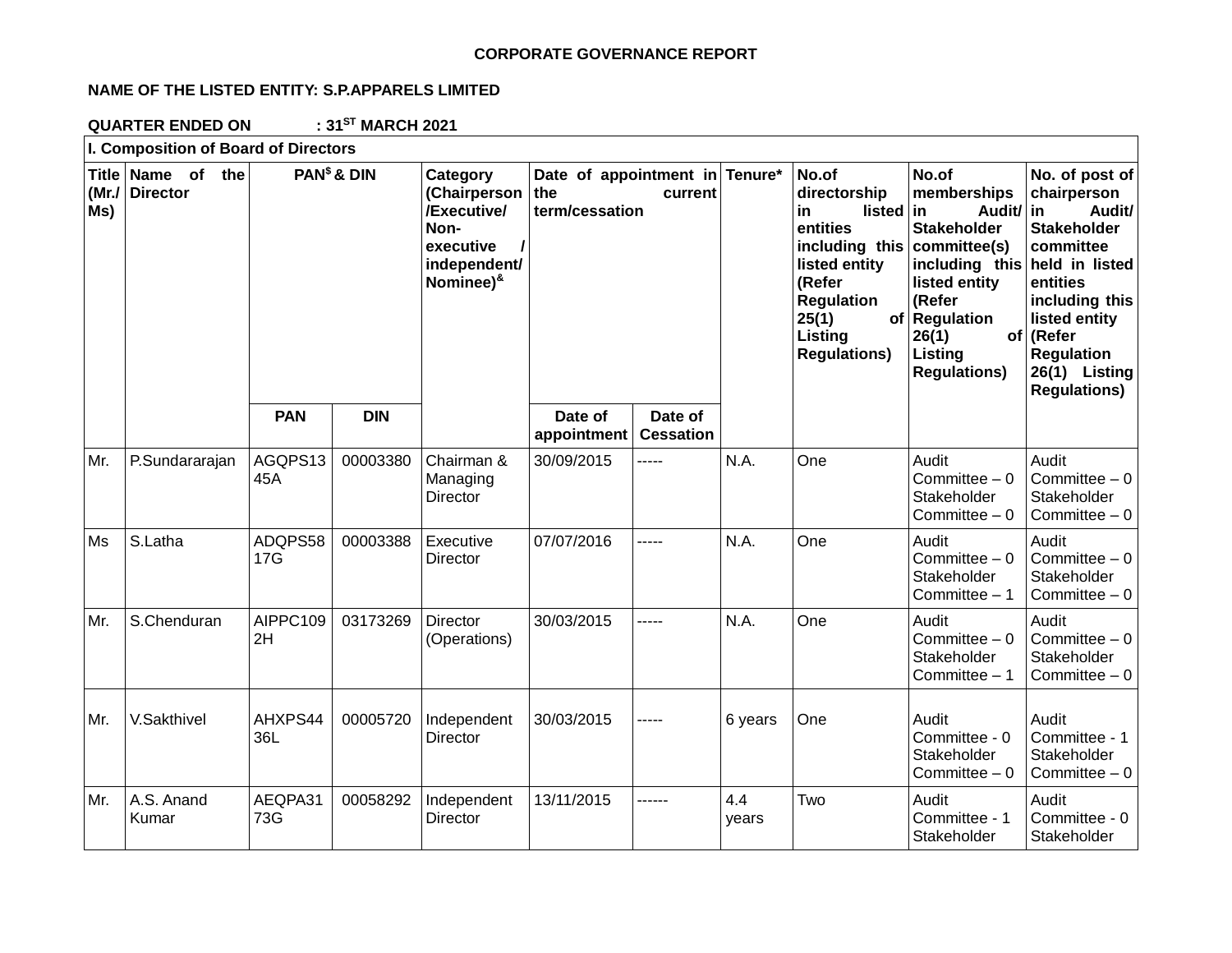**CORPORATE GOVERNANCE REPORT**

**NAME OF THE LISTED ENTITY: S.P.APPARELS LIMITED**

**QUARTER ENDED ON : 31[ST] MARCH 2021**

**I. Composition of Board of Directors**

| Title (Mr./ Ms) | Name of the Director | PAN[$] & DIN | | Category (Chairperson /Executive/ Non-executive / independent/ Nominee)[&] | Date of appointment in the current term/cessation | | Tenure* | No.of directorship in listed entities including this listed entity (Refer Regulation 25(1) of Listing Regulations) | No.of memberships in Audit/ Stakeholder committee(s) including this listed entity (Refer Regulation 26(1) of Listing Regulations) | No. of post of chairperson in Audit/ Stakeholder committee held in listed entities including this listed entity (Refer Regulation 26(1) Listing Regulations) |
|---|---|---|---|---|---|---|---|---|---|---|
| | | PAN | DIN | | Date of appointment | Date of Cessation | | | | |
| Mr. | P.Sundararajan | AGQPS1345A | 00003380 | Chairman & Managing Director | 30/09/2015 | ----- | N.A. | One | Audit Committee – 0 Stakeholder Committee – 0 | Audit Committee – 0 Stakeholder Committee – 0 |
| Ms | S.Latha | ADQPS5817G | 00003388 | Executive Director | 07/07/2016 | ----- | N.A. | One | Audit Committee – 0 Stakeholder Committee – 1 | Audit Committee – 0 Stakeholder Committee – 0 |
| Mr. | S.Chenduran | AIPPC1092H | 03173269 | Director (Operations) | 30/03/2015 | ----- | N.A. | One | Audit Committee – 0 Stakeholder Committee – 1 | Audit Committee – 0 Stakeholder Committee – 0 |
| Mr. | V.Sakthivel | AHXPS4436L | 00005720 | Independent Director | 30/03/2015 | ----- | 6 years | One | Audit Committee - 0 Stakeholder Committee – 0 | Audit Committee - 1 Stakeholder Committee – 0 |
| Mr. | A.S. Anand Kumar | AEQPA3173G | 00058292 | Independent Director | 13/11/2015 | ------ | 4.4 years | Two | Audit Committee - 1 Stakeholder | Audit Committee - 0 Stakeholder |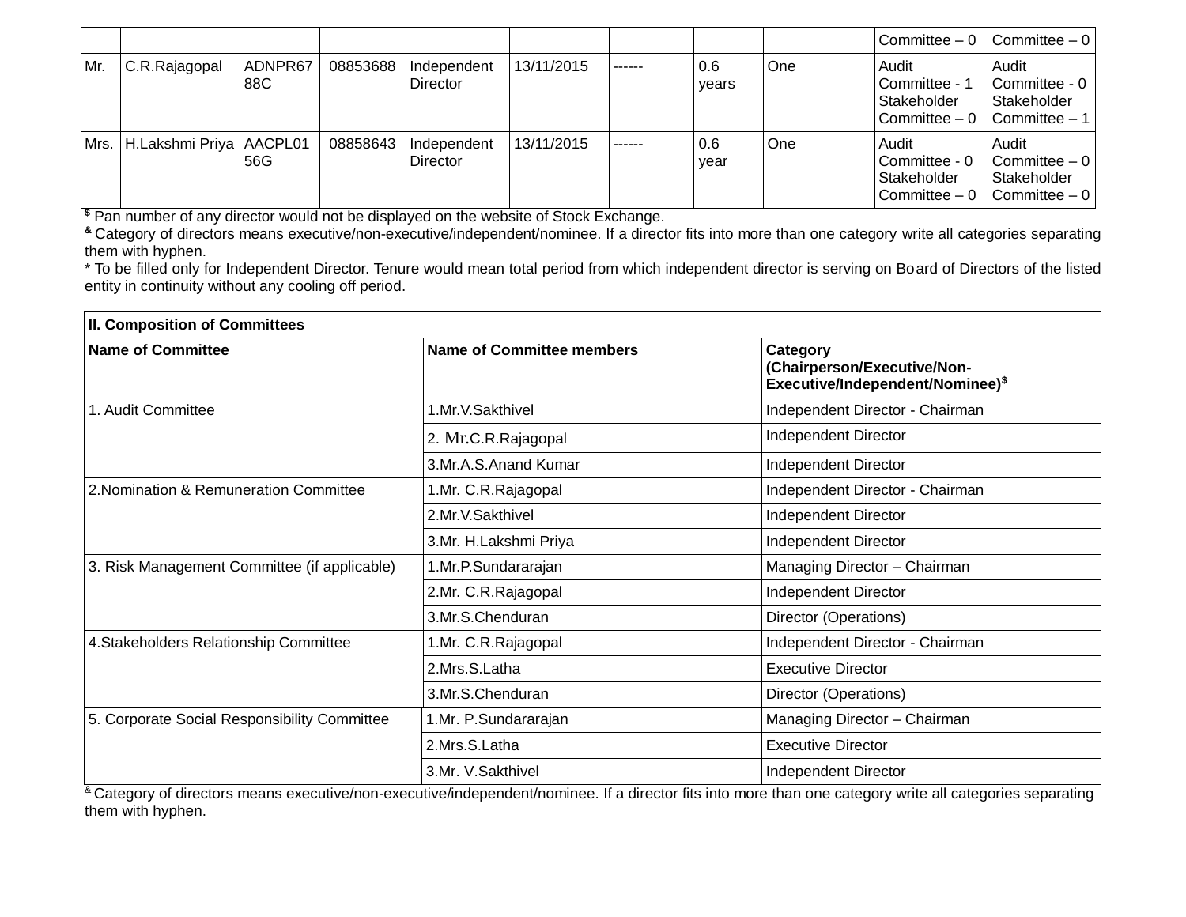| | | | | | | | | | Committee – 0 | Committee – 0 |
|---|---|---|---|---|---|---|---|---|---|---|
| Mr. | C.R.Rajagopal | ADNPR6788C | 08853688 | Independent Director | 13/11/2015 | ------ | 0.6 years | One | Audit Committee - 1 Stakeholder Committee – 0 | Audit Committee - 0 Stakeholder Committee – 1 |
| Mrs. | H.Lakshmi Priya | AACPL0156G | 08858643 | Independent Director | 13/11/2015 | ------ | 0.6 year | One | Audit Committee - 0 Stakeholder Committee – 0 | Audit Committee – 0 Stakeholder Committee – 0 |

$ Pan number of any director would not be displayed on the website of Stock Exchange.

& Category of directors means executive/non-executive/independent/nominee. If a director fits into more than one category write all categories separating them with hyphen.

* To be filled only for Independent Director. Tenure would mean total period from which independent director is serving on Board of Directors of the listed entity in continuity without any cooling off period.

| **II. Composition of Committees** | | |
|---|---|---|
| **Name of Committee** | **Name of Committee members** | **Category (Chairperson/Executive/Non-Executive/Independent/Nominee)$** |
| 1. Audit Committee | 1.Mr.V.Sakthivel | Independent Director - Chairman |
| | 2. Mr.C.R.Rajagopal | Independent Director |
| | 3.Mr.A.S.Anand Kumar | Independent Director |
| 2.Nomination & Remuneration Committee | 1.Mr. C.R.Rajagopal | Independent Director - Chairman |
| | 2.Mr.V.Sakthivel | Independent Director |
| | 3.Mr. H.Lakshmi Priya | Independent Director |
| 3. Risk Management Committee (if applicable) | 1.Mr.P.Sundararajan | Managing Director – Chairman |
| | 2.Mr. C.R.Rajagopal | Independent Director |
| | 3.Mr.S.Chenduran | Director (Operations) |
| 4.Stakeholders Relationship Committee | 1.Mr. C.R.Rajagopal | Independent Director - Chairman |
| | 2.Mrs.S.Latha | Executive Director |
| | 3.Mr.S.Chenduran | Director (Operations) |
| 5. Corporate Social Responsibility Committee | 1.Mr. P.Sundararajan | Managing Director – Chairman |
| | 2.Mrs.S.Latha | Executive Director |
| | 3.Mr. V.Sakthivel | Independent Director |

& Category of directors means executive/non-executive/independent/nominee. If a director fits into more than one category write all categories separating them with hyphen.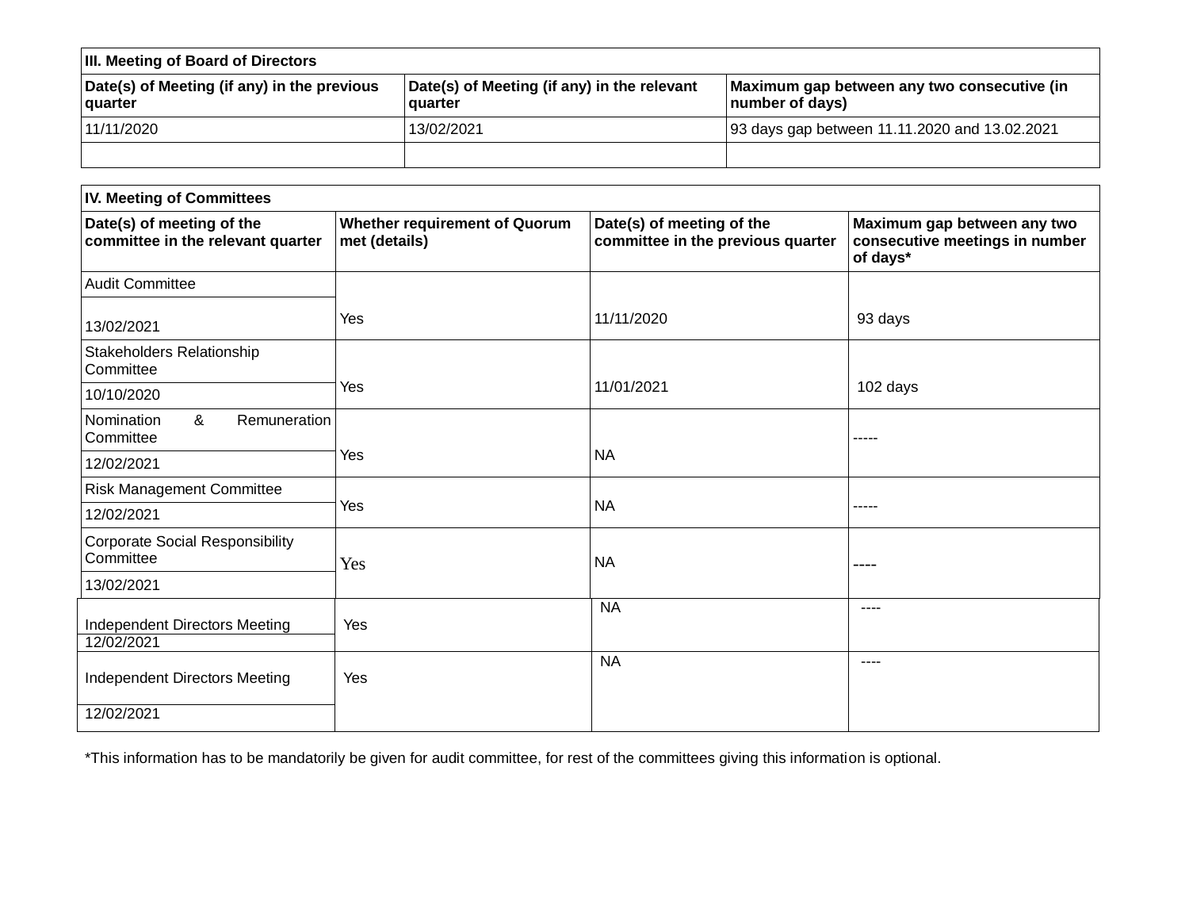| III. Meeting of Board of Directors | | |
|---|---|---|
| Date(s) of Meeting (if any) in the previous quarter | Date(s) of Meeting (if any) in the relevant quarter | Maximum gap between any two consecutive (in number of days) |
| 11/11/2020 | 13/02/2021 | 93 days gap between 11.11.2020 and 13.02.2021 |
| | | |

| IV. Meeting of Committees | | | |
|---|---|---|---|
| Date(s) of meeting of the committee in the relevant quarter | Whether requirement of Quorum met (details) | Date(s) of meeting of the committee in the previous quarter | Maximum gap between any two consecutive meetings in number of days* |
| Audit Committee<br>13/02/2021 | Yes | 11/11/2020 | 93 days |
| Stakeholders Relationship Committee<br>10/10/2020 | Yes | 11/01/2021 | 102 days |
| Nomination & Remuneration Committee<br>12/02/2021 | Yes | NA | ----- |
| Risk Management Committee<br>12/02/2021 | Yes | NA | ----- |
| Corporate Social Responsibility Committee<br>13/02/2021 | Yes | NA | ---- |
| Independent Directors Meeting<br>12/02/2021 | Yes | NA | ---- |
| Independent Directors Meeting<br>12/02/2021 | Yes | NA | ---- |

*This information has to be mandatorily be given for audit committee, for rest of the committees giving this information is optional.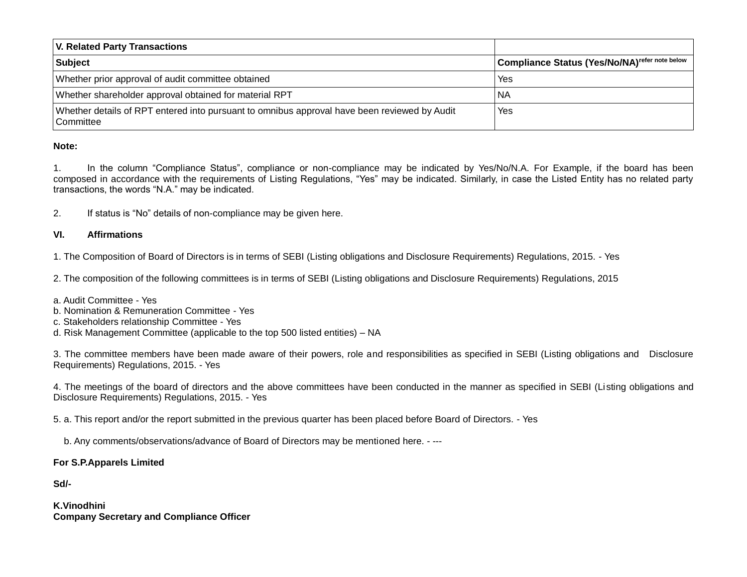| V. Related Party Transactions | |
|---|---|
| **Subject** | **Compliance Status (Yes/No/NA)refer note below** |
| Whether prior approval of audit committee obtained | Yes |
| Whether shareholder approval obtained for material RPT | NA |
| Whether details of RPT entered into pursuant to omnibus approval have been reviewed by Audit Committee | Yes |

**Note:**

1. In the column "Compliance Status", compliance or non-compliance may be indicated by Yes/No/N.A. For Example, if the board has been composed in accordance with the requirements of Listing Regulations, "Yes" may be indicated. Similarly, in case the Listed Entity has no related party transactions, the words "N.A." may be indicated.

2. If status is "No" details of non-compliance may be given here.

**VI. Affirmations**

1. The Composition of Board of Directors is in terms of SEBI (Listing obligations and Disclosure Requirements) Regulations, 2015. - Yes

2. The composition of the following committees is in terms of SEBI (Listing obligations and Disclosure Requirements) Regulations, 2015

a. Audit Committee - Yes
b. Nomination & Remuneration Committee - Yes
c. Stakeholders relationship Committee - Yes
d. Risk Management Committee (applicable to the top 500 listed entities) – NA

3. The committee members have been made aware of their powers, role and responsibilities as specified in SEBI (Listing obligations and Disclosure Requirements) Regulations, 2015. - Yes

4. The meetings of the board of directors and the above committees have been conducted in the manner as specified in SEBI (Listing obligations and Disclosure Requirements) Regulations, 2015. - Yes

5. a. This report and/or the report submitted in the previous quarter has been placed before Board of Directors. - Yes

b. Any comments/observations/advance of Board of Directors may be mentioned here. - ---

**For S.P.Apparels Limited**

**Sd/-**

**K.Vinodhini**
**Company Secretary and Compliance Officer**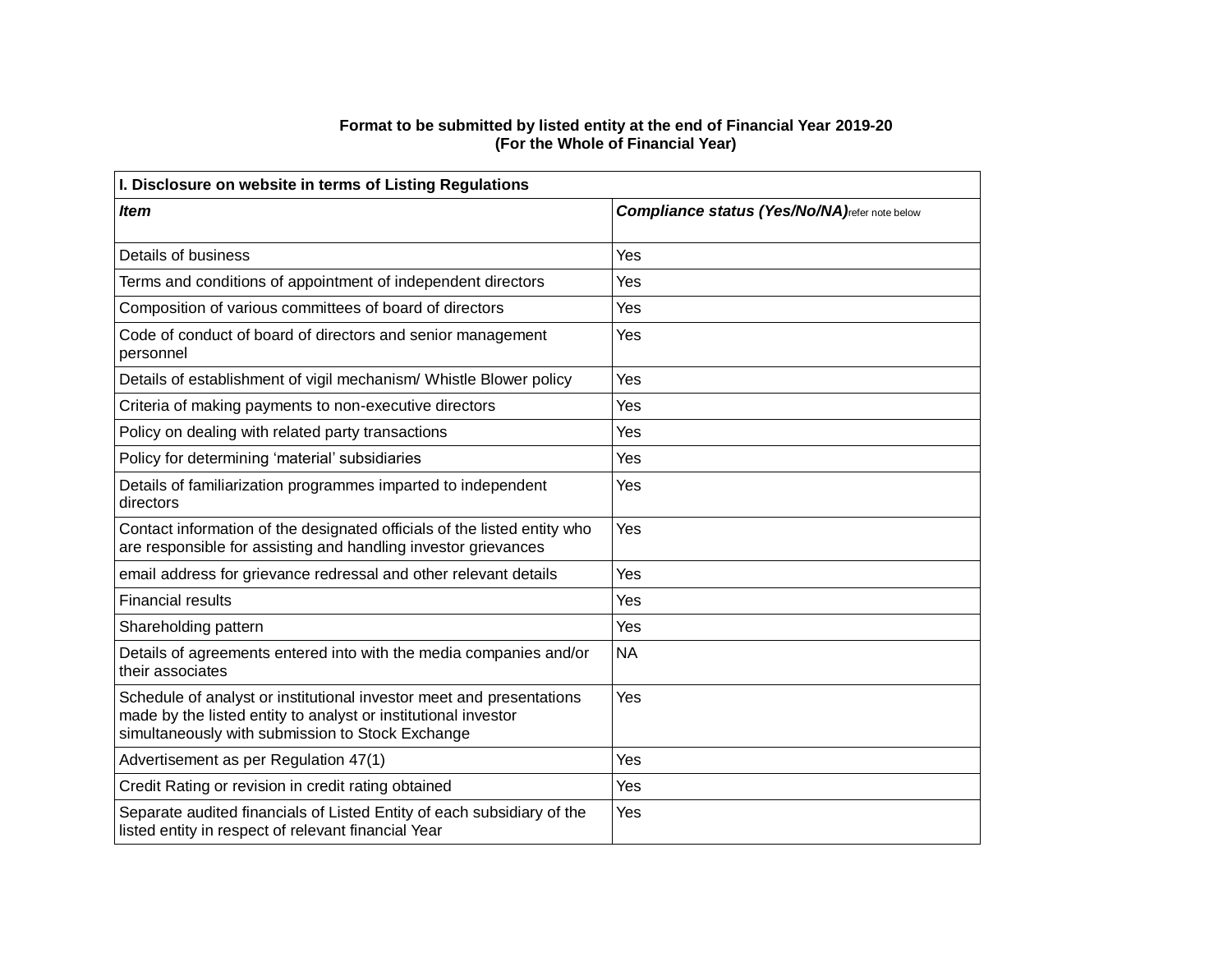**Format to be submitted by listed entity at the end of Financial Year 2019-20**
**(For the Whole of Financial Year)**

| I. Disclosure on website in terms of Listing Regulations | |
|---|---|
| ***Item*** | ***Compliance status (Yes/No/NA)*** refer note below |
| Details of business | Yes |
| Terms and conditions of appointment of independent directors | Yes |
| Composition of various committees of board of directors | Yes |
| Code of conduct of board of directors and senior management personnel | Yes |
| Details of establishment of vigil mechanism/ Whistle Blower policy | Yes |
| Criteria of making payments to non-executive directors | Yes |
| Policy on dealing with related party transactions | Yes |
| Policy for determining 'material' subsidiaries | Yes |
| Details of familiarization programmes imparted to independent directors | Yes |
| Contact information of the designated officials of the listed entity who are responsible for assisting and handling investor grievances | Yes |
| email address for grievance redressal and other relevant details | Yes |
| Financial results | Yes |
| Shareholding pattern | Yes |
| Details of agreements entered into with the media companies and/or their associates | NA |
| Schedule of analyst or institutional investor meet and presentations made by the listed entity to analyst or institutional investor simultaneously with submission to Stock Exchange | Yes |
| Advertisement as per Regulation 47(1) | Yes |
| Credit Rating or revision in credit rating obtained | Yes |
| Separate audited financials of Listed Entity of each subsidiary of the listed entity in respect of relevant financial Year | Yes |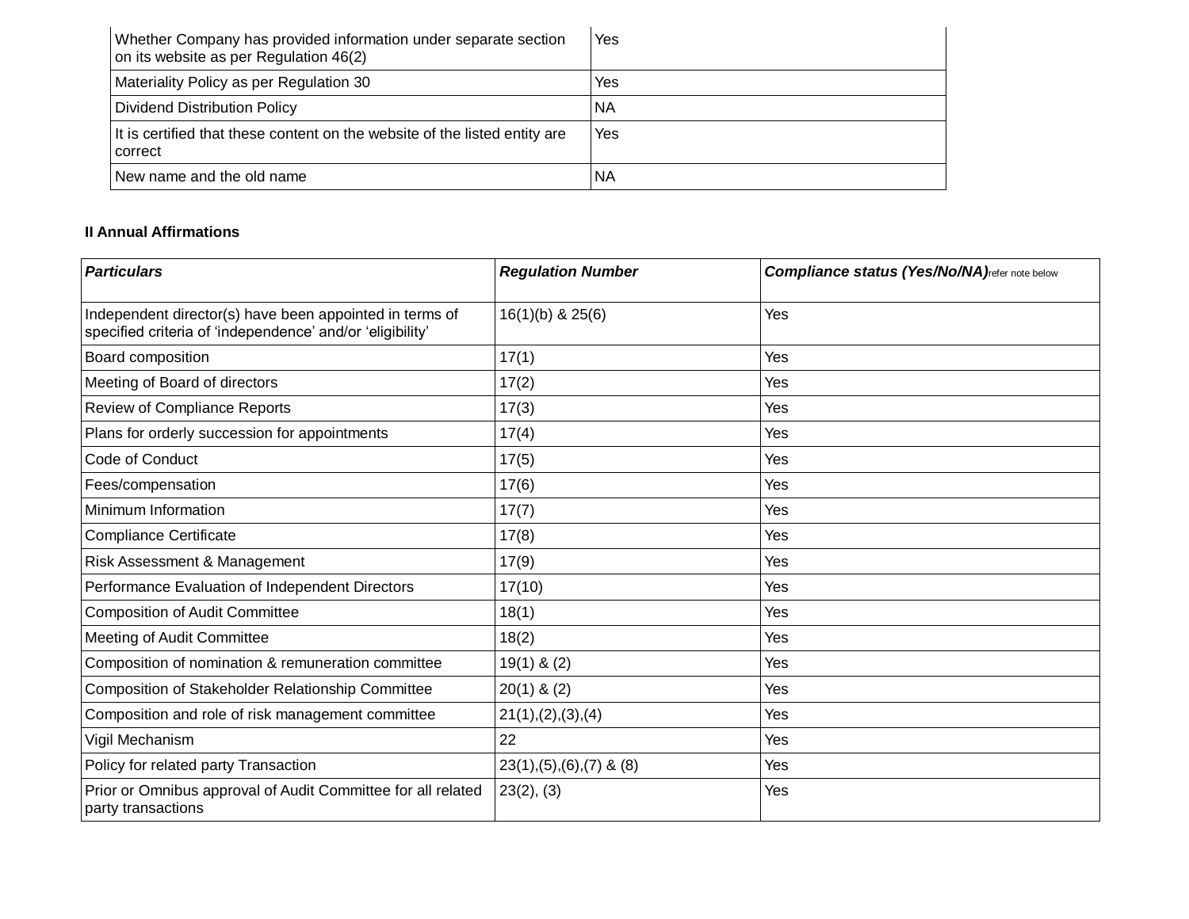| Whether Company has provided information under separate section on its website as per Regulation 46(2) | Yes |
|---|---|
| Materiality Policy as per Regulation 30 | Yes |
| Dividend Distribution Policy | NA |
| It is certified that these content on the website of the listed entity are correct | Yes |
| New name and the old name | NA |

**II Annual Affirmations**

| ***Particulars*** | ***Regulation Number*** | ***Compliance status (Yes/No/NA)*** refer note below |
|---|---|---|
| Independent director(s) have been appointed in terms of specified criteria of 'independence' and/or 'eligibility' | 16(1)(b) & 25(6) | Yes |
| Board composition | 17(1) | Yes |
| Meeting of Board of directors | 17(2) | Yes |
| Review of Compliance Reports | 17(3) | Yes |
| Plans for orderly succession for appointments | 17(4) | Yes |
| Code of Conduct | 17(5) | Yes |
| Fees/compensation | 17(6) | Yes |
| Minimum Information | 17(7) | Yes |
| Compliance Certificate | 17(8) | Yes |
| Risk Assessment & Management | 17(9) | Yes |
| Performance Evaluation of Independent Directors | 17(10) | Yes |
| Composition of Audit Committee | 18(1) | Yes |
| Meeting of Audit Committee | 18(2) | Yes |
| Composition of nomination & remuneration committee | 19(1) & (2) | Yes |
| Composition of Stakeholder Relationship Committee | 20(1) & (2) | Yes |
| Composition and role of risk management committee | 21(1),(2),(3),(4) | Yes |
| Vigil Mechanism | 22 | Yes |
| Policy for related party Transaction | 23(1),(5),(6),(7) & (8) | Yes |
| Prior or Omnibus approval of Audit Committee for all related party transactions | 23(2), (3) | Yes |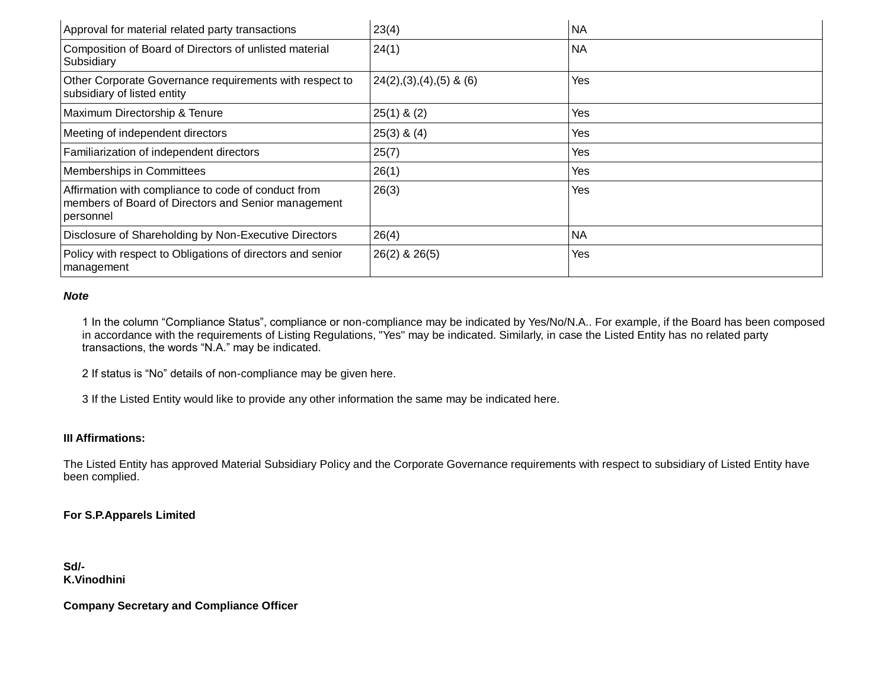| | | |
|---|---|---|
| Approval for material related party transactions | 23(4) | NA |
| Composition of Board of Directors of unlisted material Subsidiary | 24(1) | NA |
| Other Corporate Governance requirements with respect to subsidiary of listed entity | 24(2),(3),(4),(5) & (6) | Yes |
| Maximum Directorship & Tenure | 25(1) & (2) | Yes |
| Meeting of independent directors | 25(3) & (4) | Yes |
| Familiarization of independent directors | 25(7) | Yes |
| Memberships in Committees | 26(1) | Yes |
| Affirmation with compliance to code of conduct from members of Board of Directors and Senior management personnel | 26(3) | Yes |
| Disclosure of Shareholding by Non-Executive Directors | 26(4) | NA |
| Policy with respect to Obligations of directors and senior management | 26(2) & 26(5) | Yes |

***Note***

1 In the column "Compliance Status", compliance or non-compliance may be indicated by Yes/No/N.A.. For example, if the Board has been composed in accordance with the requirements of Listing Regulations, "Yes" may be indicated. Similarly, in case the Listed Entity has no related party transactions, the words "N.A." may be indicated.

2 If status is "No" details of non-compliance may be given here.

3 If the Listed Entity would like to provide any other information the same may be indicated here.

**III Affirmations:**

The Listed Entity has approved Material Subsidiary Policy and the Corporate Governance requirements with respect to subsidiary of Listed Entity have been complied.

**For S.P.Apparels Limited**

**Sd/-**
**K.Vinodhini**

**Company Secretary and Compliance Officer**